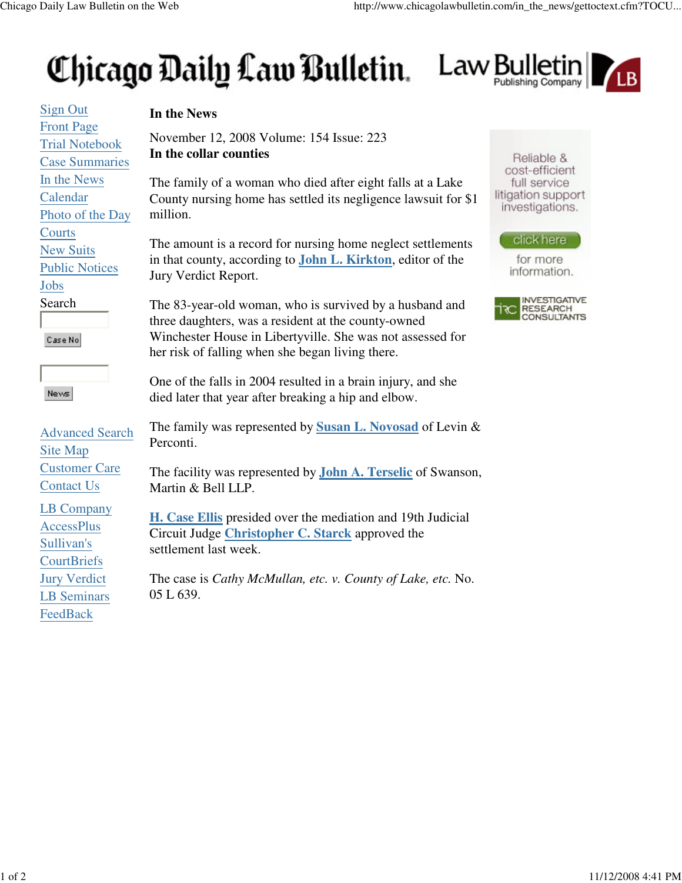# Chicago Daily Law Bulletin

## In the News

November 12, 2008 Volume: 154 Issue: 223

**In the collar counties**

The family of a woman who died after eight falls at a Lake County nursing home has settled its negligence lawsuit for $1 million.

The amount is a record for nursing home neglect settlements in that county, according to **John L. Kirkton**, editor of the Jury Verdict Report.

The 83-year-old woman, who is survived by a husband and three daughters, was a resident at the county-owned Winchester House in Libertyville. She was not assessed for her risk of falling when she began living there.

One of the falls in 2004 resulted in a brain injury, and she died later that year after breaking a hip and elbow.

The family was represented by **Susan L. Novosad** of Levin & Perconti.

The facility was represented by **John A. Terselic** of Swanson, Martin & Bell LLP.

**H. Case Ellis** presided over the mediation and 19th Judicial Circuit Judge **Christopher C. Starck** approved the settlement last week.

The case is *Cathy McMullan, etc. v. County of Lake, etc.* No. 05 L 639.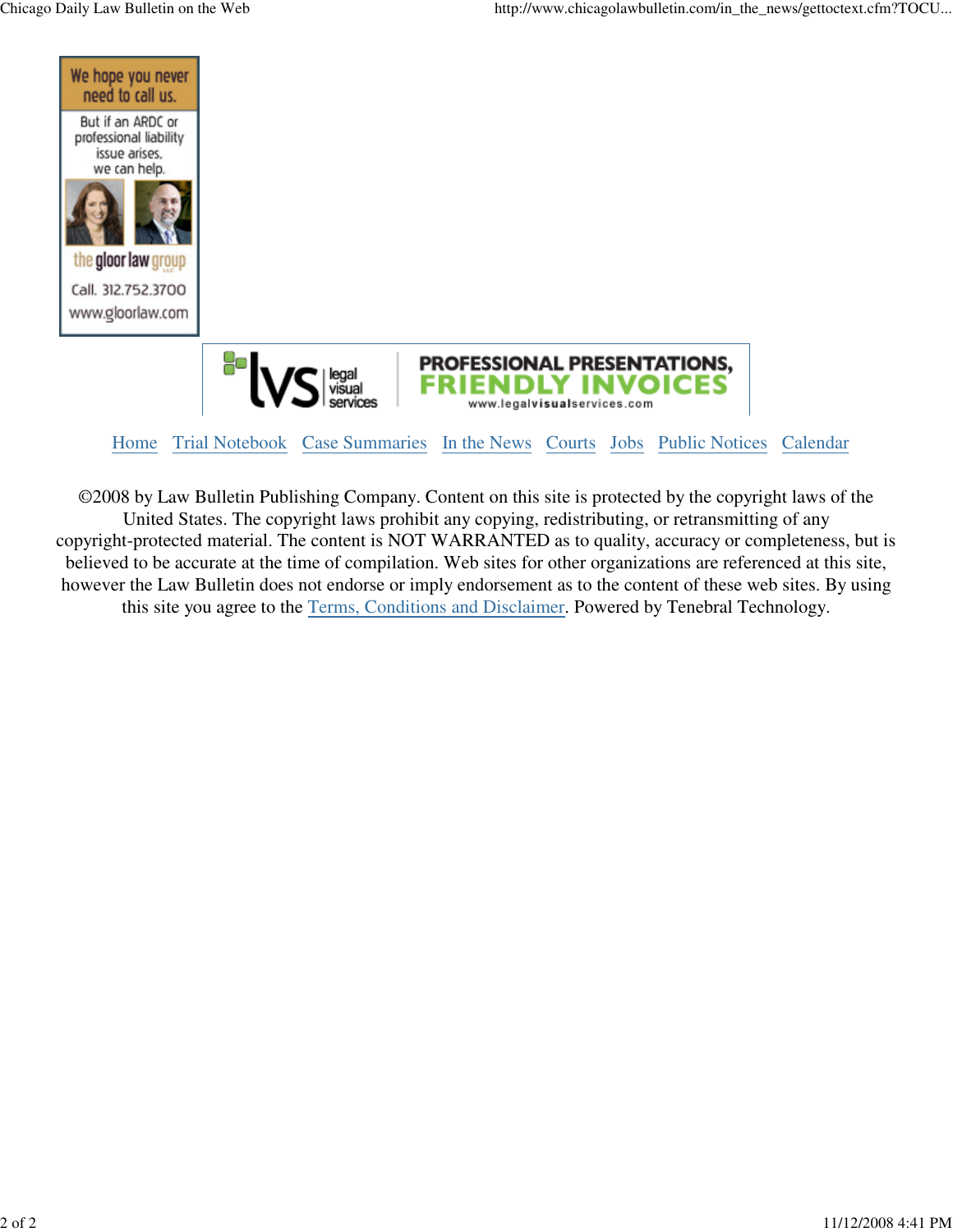We hope you never need to call us.

But if an ARDC or professional liability issue arises, we can help.

the gloor law group

Call. 312.752.3700

www.gloorlaw.com

lvs legal visual services PROFESSIONAL PRESENTATIONS, FRIENDLY INVOICES www.legalvisualservices.com

Home Trial Notebook Case Summaries In the News Courts Jobs Public Notices Calendar

©2008 by Law Bulletin Publishing Company. Content on this site is protected by the copyright laws of the United States. The copyright laws prohibit any copying, redistributing, or retransmitting of any copyright-protected material. The content is NOT WARRANTED as to quality, accuracy or completeness, but is believed to be accurate at the time of compilation. Web sites for other organizations are referenced at this site, however the Law Bulletin does not endorse or imply endorsement as to the content of these web sites. By using this site you agree to the Terms, Conditions and Disclaimer. Powered by Tenebral Technology.